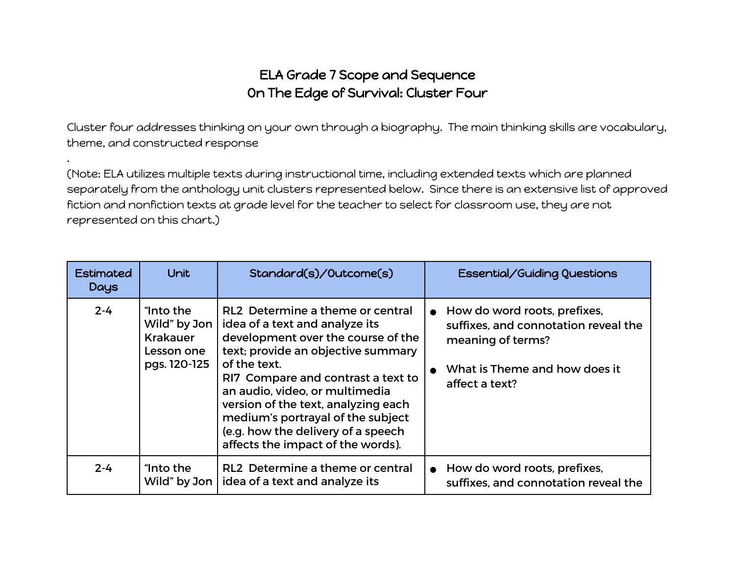# ELA Grade 7 Scope and Sequence
## On The Edge of Survival: Cluster Four

Cluster four addresses thinking on your own through a biography. The main thinking skills are vocabulary, theme, and constructed response

.

(Note: ELA utilizes multiple texts during instructional time, including extended texts which are planned separately from the anthology unit clusters represented below. Since there is an extensive list of approved fiction and nonfiction texts at grade level for the teacher to select for classroom use, they are not represented on this chart.)

| Estimated Days | Unit | Standard(s)/Outcome(s) | Essential/Guiding Questions |
|---|---|---|---|
| 2-4 | "Into the Wild" by Jon Krakauer Lesson one pgs. 120-125 | **RL2** Determine a theme or central idea of a text and analyze its development over the course of the text; provide an objective summary of the text. **RI7** Compare and contrast a text to an audio, video, or multimedia version of the text, analyzing each medium's portrayal of the subject (e.g. how the delivery of a speech affects the impact of the words). | • How do word roots, prefixes, suffixes, and connotation reveal the meaning of terms? • What is Theme and how does it affect a text? |
| 2-4 | "Into the Wild" by Jon | **RL2** Determine a theme or central idea of a text and analyze its | • How do word roots, prefixes, suffixes, and connotation reveal the |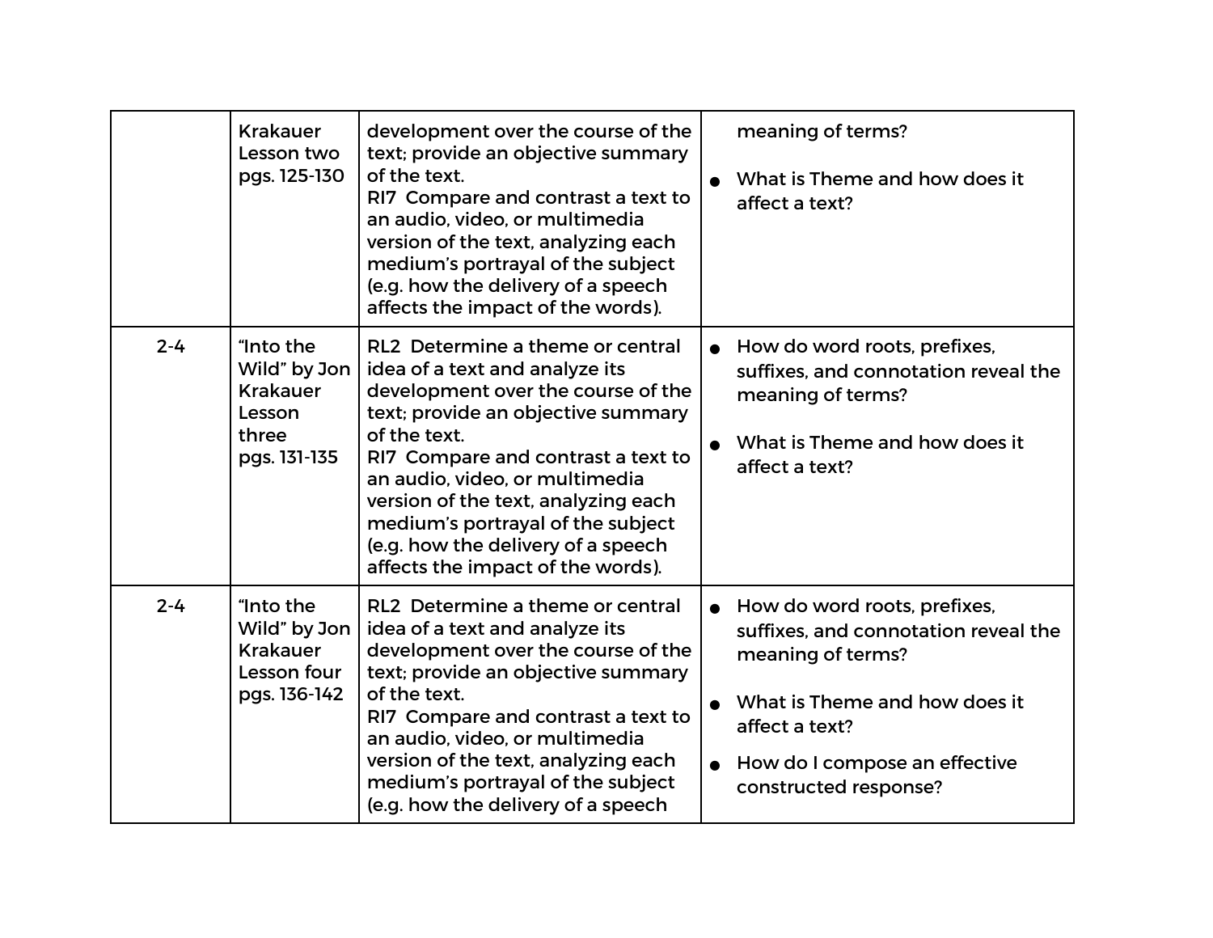| | | | |
|---|---|---|---|
| | Krakauer Lesson two pgs. 125-130 | development over the course of the text; provide an objective summary of the text. RI7 Compare and contrast a text to an audio, video, or multimedia version of the text, analyzing each medium's portrayal of the subject (e.g. how the delivery of a speech affects the impact of the words). | meaning of terms?<br>• What is Theme and how does it affect a text? |
| 2-4 | "Into the Wild" by Jon Krakauer Lesson three pgs. 131-135 | RL2 Determine a theme or central idea of a text and analyze its development over the course of the text; provide an objective summary of the text. RI7 Compare and contrast a text to an audio, video, or multimedia version of the text, analyzing each medium's portrayal of the subject (e.g. how the delivery of a speech affects the impact of the words). | • How do word roots, prefixes, suffixes, and connotation reveal the meaning of terms?<br>• What is Theme and how does it affect a text? |
| 2-4 | "Into the Wild" by Jon Krakauer Lesson four pgs. 136-142 | RL2 Determine a theme or central idea of a text and analyze its development over the course of the text; provide an objective summary of the text. RI7 Compare and contrast a text to an audio, video, or multimedia version of the text, analyzing each medium's portrayal of the subject (e.g. how the delivery of a speech | • How do word roots, prefixes, suffixes, and connotation reveal the meaning of terms?<br>• What is Theme and how does it affect a text?<br>• How do I compose an effective constructed response? |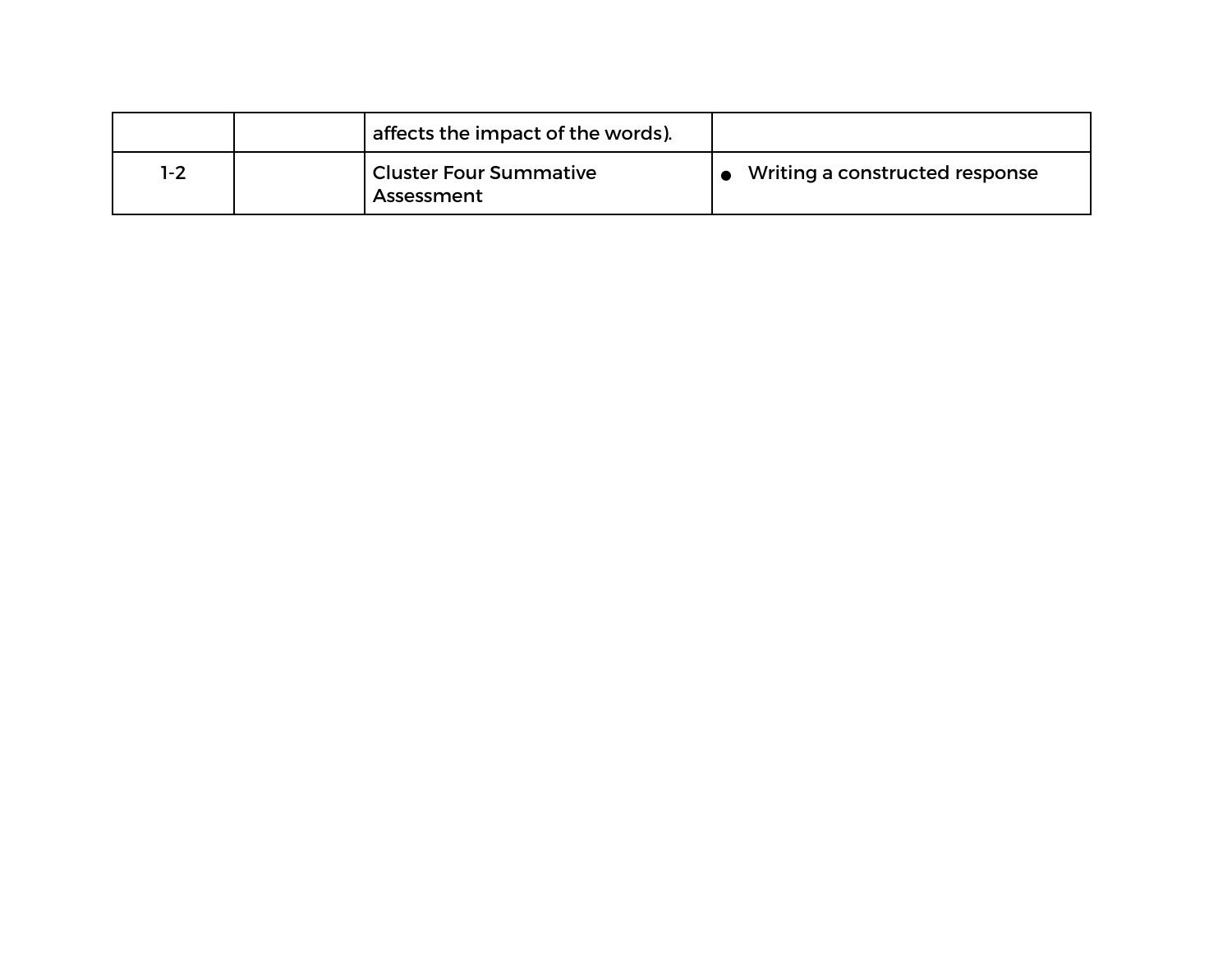| | | | |
|---|---|---|---|
| | | affects the impact of the words). | |
| 1-2 | | Cluster Four Summative Assessment | • Writing a constructed response |